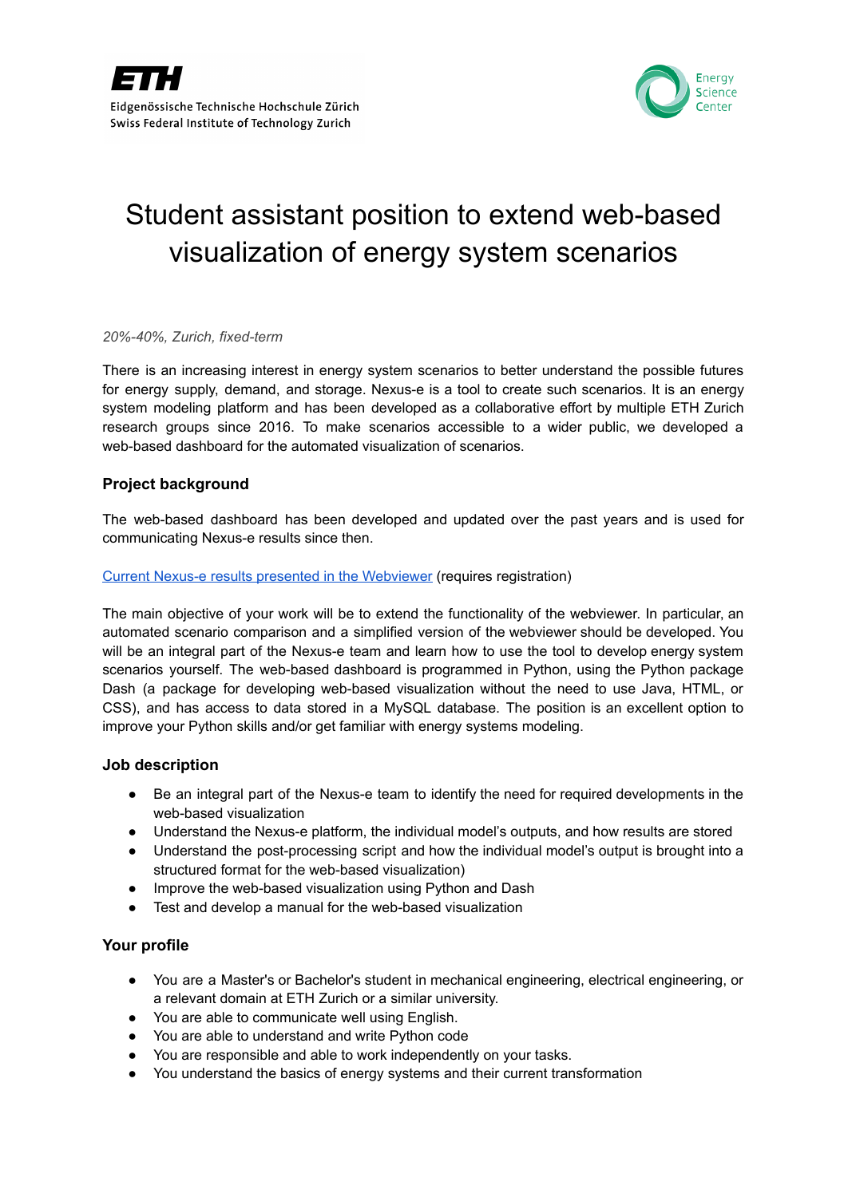Eidgenössische Technische Hochschule Zürich
Swiss Federal Institute of Technology Zurich

Energy Science Center

# Student assistant position to extend web-based visualization of energy system scenarios

*20%-40%, Zurich, fixed-term*

There is an increasing interest in energy system scenarios to better understand the possible futures for energy supply, demand, and storage. Nexus-e is a tool to create such scenarios. It is an energy system modeling platform and has been developed as a collaborative effort by multiple ETH Zurich research groups since 2016. To make scenarios accessible to a wider public, we developed a web-based dashboard for the automated visualization of scenarios.

### Project background

The web-based dashboard has been developed and updated over the past years and is used for communicating Nexus-e results since then.

[Current Nexus-e results presented in the Webviewer]() (requires registration)

The main objective of your work will be to extend the functionality of the webviewer. In particular, an automated scenario comparison and a simplified version of the webviewer should be developed. You will be an integral part of the Nexus-e team and learn how to use the tool to develop energy system scenarios yourself. The web-based dashboard is programmed in Python, using the Python package Dash (a package for developing web-based visualization without the need to use Java, HTML, or CSS), and has access to data stored in a MySQL database. The position is an excellent option to improve your Python skills and/or get familiar with energy systems modeling.

### Job description

- Be an integral part of the Nexus-e team to identify the need for required developments in the web-based visualization
- Understand the Nexus-e platform, the individual model's outputs, and how results are stored
- Understand the post-processing script and how the individual model's output is brought into a structured format for the web-based visualization)
- Improve the web-based visualization using Python and Dash
- Test and develop a manual for the web-based visualization

### Your profile

- You are a Master's or Bachelor's student in mechanical engineering, electrical engineering, or a relevant domain at ETH Zurich or a similar university.
- You are able to communicate well using English.
- You are able to understand and write Python code
- You are responsible and able to work independently on your tasks.
- You understand the basics of energy systems and their current transformation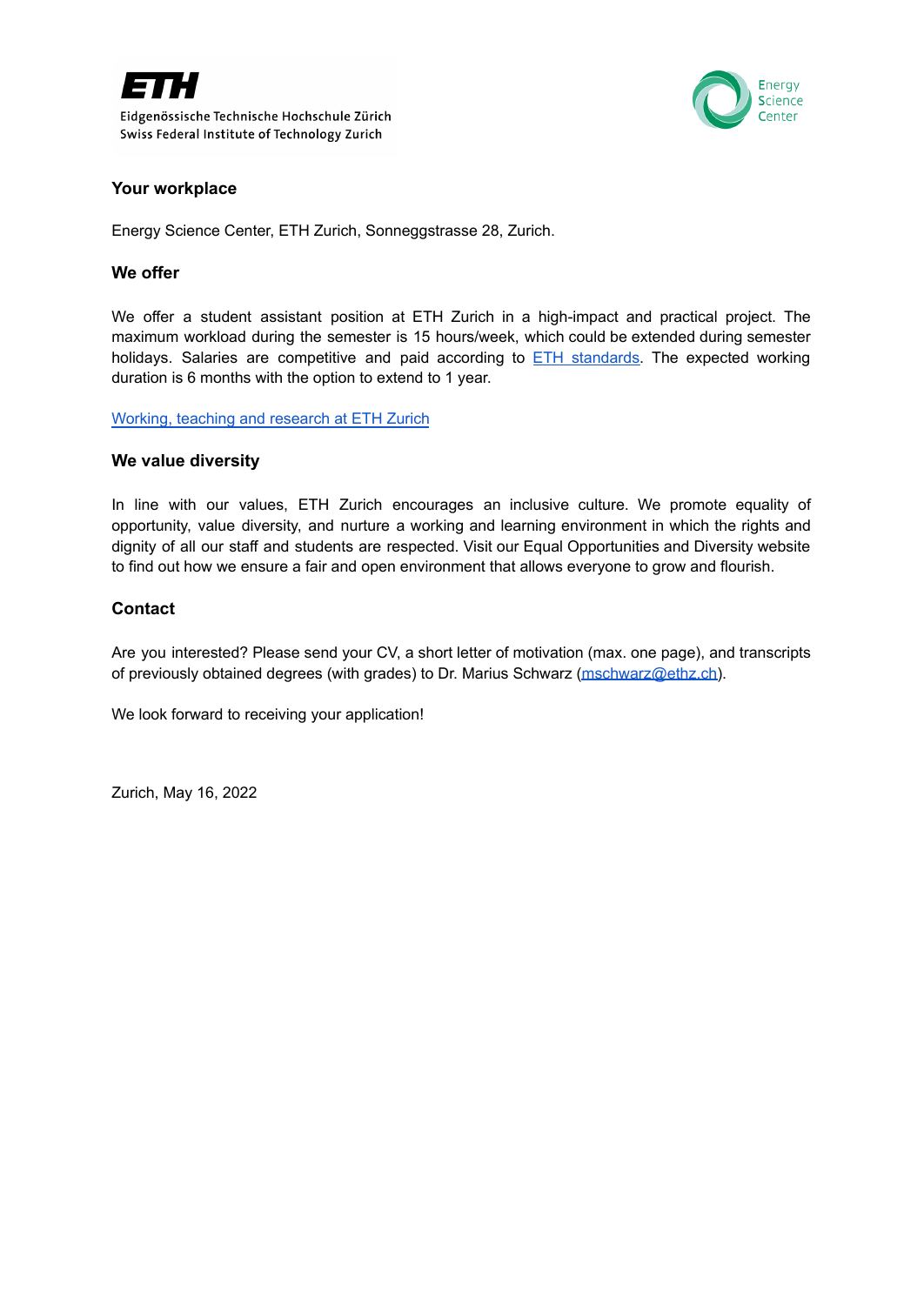### Your workplace

Energy Science Center, ETH Zurich, Sonneggstrasse 28, Zurich.

### We offer

We offer a student assistant position at ETH Zurich in a high-impact and practical project. The maximum workload during the semester is 15 hours/week, which could be extended during semester holidays. Salaries are competitive and paid according to ETH standards. The expected working duration is 6 months with the option to extend to 1 year.

Working, teaching and research at ETH Zurich

### We value diversity

In line with our values, ETH Zurich encourages an inclusive culture. We promote equality of opportunity, value diversity, and nurture a working and learning environment in which the rights and dignity of all our staff and students are respected. Visit our Equal Opportunities and Diversity website to find out how we ensure a fair and open environment that allows everyone to grow and flourish.

### Contact

Are you interested? Please send your CV, a short letter of motivation (max. one page), and transcripts of previously obtained degrees (with grades) to Dr. Marius Schwarz (mschwarz@ethz.ch).

We look forward to receiving your application!

Zurich, May 16, 2022